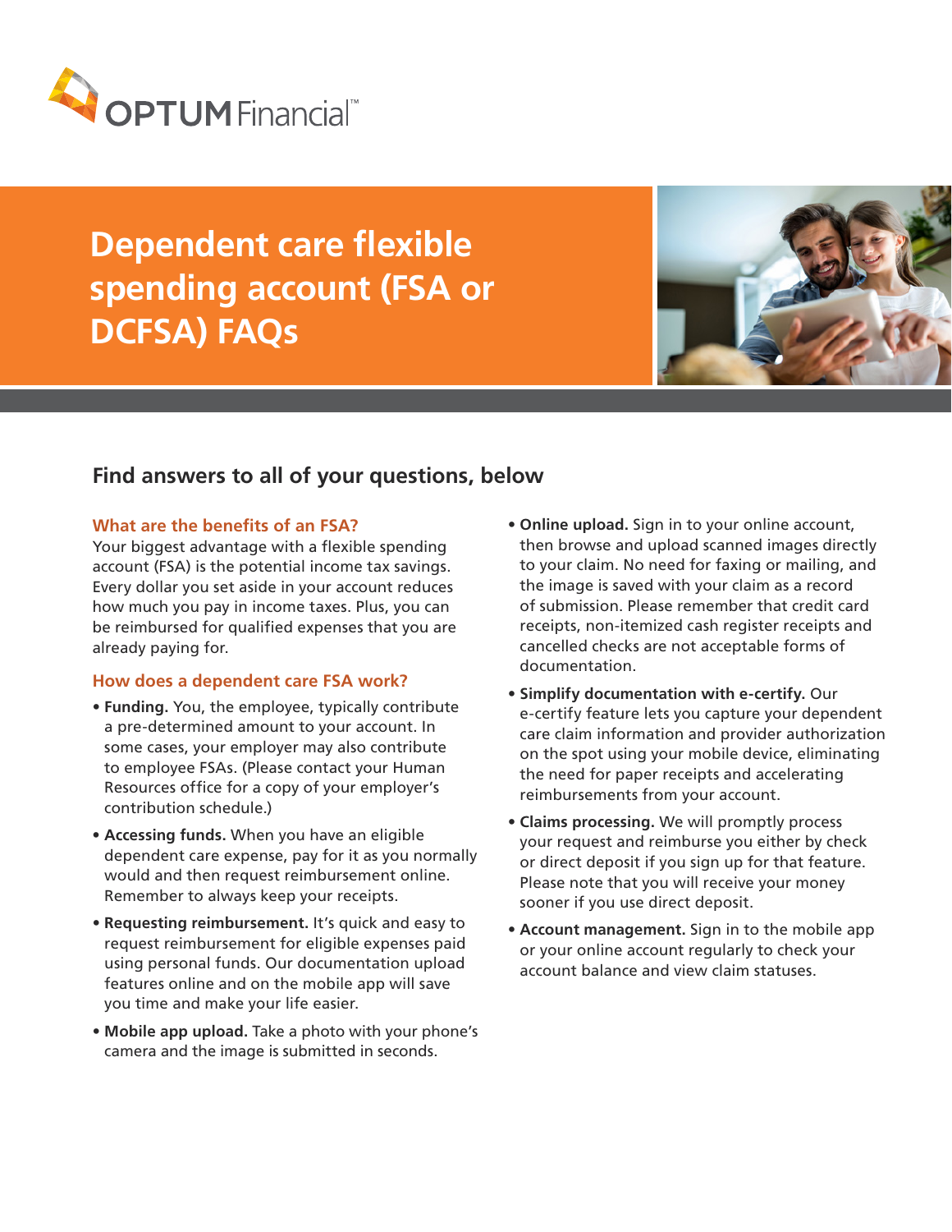OPTUM Financial™

# Dependent care flexible spending account (FSA or DCFSA) FAQs

## Find answers to all of your questions, below

### What are the benefits of an FSA?

Your biggest advantage with a flexible spending account (FSA) is the potential income tax savings. Every dollar you set aside in your account reduces how much you pay in income taxes. Plus, you can be reimbursed for qualified expenses that you are already paying for.

### How does a dependent care FSA work?

- **Funding.** You, the employee, typically contribute a pre-determined amount to your account. In some cases, your employer may also contribute to employee FSAs. (Please contact your Human Resources office for a copy of your employer's contribution schedule.)
- **Accessing funds.** When you have an eligible dependent care expense, pay for it as you normally would and then request reimbursement online. Remember to always keep your receipts.
- **Requesting reimbursement.** It's quick and easy to request reimbursement for eligible expenses paid using personal funds. Our documentation upload features online and on the mobile app will save you time and make your life easier.
- **Mobile app upload.** Take a photo with your phone's camera and the image is submitted in seconds.
- **Online upload.** Sign in to your online account, then browse and upload scanned images directly to your claim. No need for faxing or mailing, and the image is saved with your claim as a record of submission. Please remember that credit card receipts, non-itemized cash register receipts and cancelled checks are not acceptable forms of documentation.
- **Simplify documentation with e-certify.** Our e-certify feature lets you capture your dependent care claim information and provider authorization on the spot using your mobile device, eliminating the need for paper receipts and accelerating reimbursements from your account.
- **Claims processing.** We will promptly process your request and reimburse you either by check or direct deposit if you sign up for that feature. Please note that you will receive your money sooner if you use direct deposit.
- **Account management.** Sign in to the mobile app or your online account regularly to check your account balance and view claim statuses.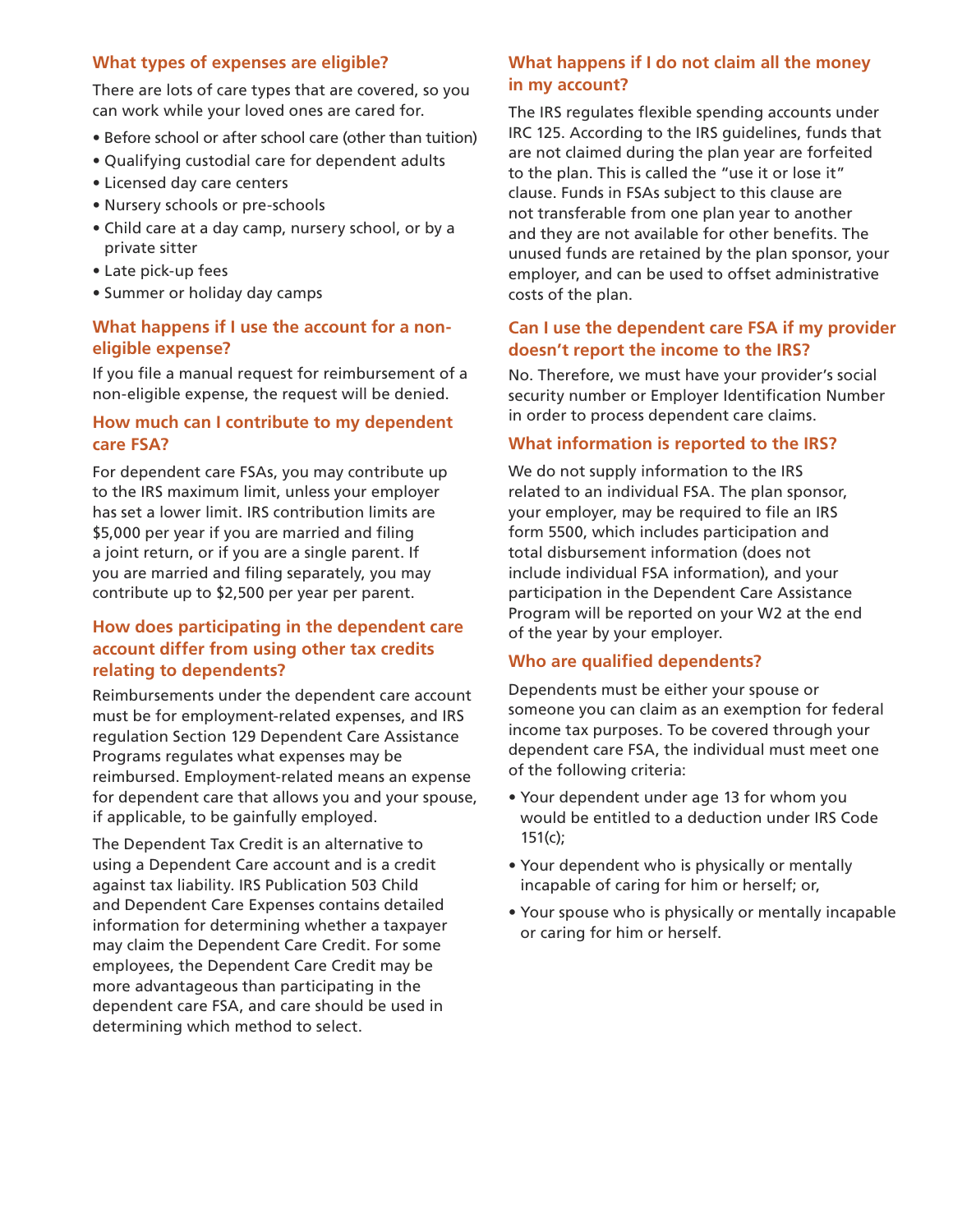### What types of expenses are eligible?

There are lots of care types that are covered, so you can work while your loved ones are cared for.

- Before school or after school care (other than tuition)
- Qualifying custodial care for dependent adults
- Licensed day care centers
- Nursery schools or pre-schools
- Child care at a day camp, nursery school, or by a private sitter
- Late pick-up fees
- Summer or holiday day camps

### What happens if I use the account for a non-eligible expense?

If you file a manual request for reimbursement of a non-eligible expense, the request will be denied.

### How much can I contribute to my dependent care FSA?

For dependent care FSAs, you may contribute up to the IRS maximum limit, unless your employer has set a lower limit. IRS contribution limits are $5,000 per year if you are married and filing a joint return, or if you are a single parent. If you are married and filing separately, you may contribute up to $2,500 per year per parent.

### How does participating in the dependent care account differ from using other tax credits relating to dependents?

Reimbursements under the dependent care account must be for employment-related expenses, and IRS regulation Section 129 Dependent Care Assistance Programs regulates what expenses may be reimbursed. Employment-related means an expense for dependent care that allows you and your spouse, if applicable, to be gainfully employed.

The Dependent Tax Credit is an alternative to using a Dependent Care account and is a credit against tax liability. IRS Publication 503 Child and Dependent Care Expenses contains detailed information for determining whether a taxpayer may claim the Dependent Care Credit. For some employees, the Dependent Care Credit may be more advantageous than participating in the dependent care FSA, and care should be used in determining which method to select.

### What happens if I do not claim all the money in my account?

The IRS regulates flexible spending accounts under IRC 125. According to the IRS guidelines, funds that are not claimed during the plan year are forfeited to the plan. This is called the "use it or lose it" clause. Funds in FSAs subject to this clause are not transferable from one plan year to another and they are not available for other benefits. The unused funds are retained by the plan sponsor, your employer, and can be used to offset administrative costs of the plan.

### Can I use the dependent care FSA if my provider doesn't report the income to the IRS?

No. Therefore, we must have your provider's social security number or Employer Identification Number in order to process dependent care claims.

### What information is reported to the IRS?

We do not supply information to the IRS related to an individual FSA. The plan sponsor, your employer, may be required to file an IRS form 5500, which includes participation and total disbursement information (does not include individual FSA information), and your participation in the Dependent Care Assistance Program will be reported on your W2 at the end of the year by your employer.

### Who are qualified dependents?

Dependents must be either your spouse or someone you can claim as an exemption for federal income tax purposes. To be covered through your dependent care FSA, the individual must meet one of the following criteria:

- Your dependent under age 13 for whom you would be entitled to a deduction under IRS Code 151(c);
- Your dependent who is physically or mentally incapable of caring for him or herself; or,
- Your spouse who is physically or mentally incapable or caring for him or herself.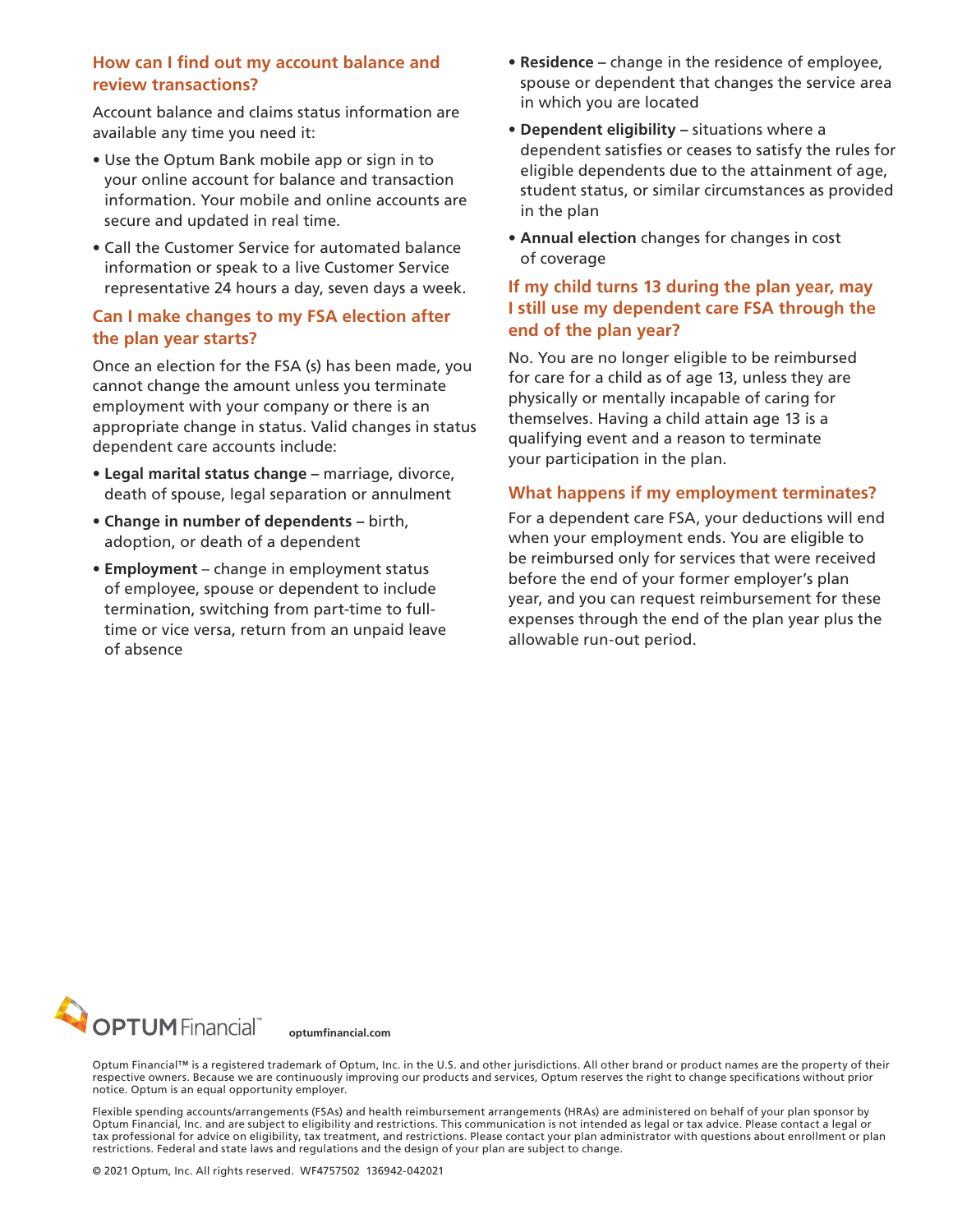## How can I find out my account balance and review transactions?

Account balance and claims status information are available any time you need it:

- Use the Optum Bank mobile app or sign in to your online account for balance and transaction information. Your mobile and online accounts are secure and updated in real time.
- Call the Customer Service for automated balance information or speak to a live Customer Service representative 24 hours a day, seven days a week.

## Can I make changes to my FSA election after the plan year starts?

Once an election for the FSA (s) has been made, you cannot change the amount unless you terminate employment with your company or there is an appropriate change in status. Valid changes in status dependent care accounts include:

- **Legal marital status change –** marriage, divorce, death of spouse, legal separation or annulment
- **Change in number of dependents –** birth, adoption, or death of a dependent
- **Employment** – change in employment status of employee, spouse or dependent to include termination, switching from part-time to full-time or vice versa, return from an unpaid leave of absence
- **Residence –** change in the residence of employee, spouse or dependent that changes the service area in which you are located
- **Dependent eligibility –** situations where a dependent satisfies or ceases to satisfy the rules for eligible dependents due to the attainment of age, student status, or similar circumstances as provided in the plan
- **Annual election** changes for changes in cost of coverage

## If my child turns 13 during the plan year, may I still use my dependent care FSA through the end of the plan year?

No. You are no longer eligible to be reimbursed for care for a child as of age 13, unless they are physically or mentally incapable of caring for themselves. Having a child attain age 13 is a qualifying event and a reason to terminate your participation in the plan.

## What happens if my employment terminates?

For a dependent care FSA, your deductions will end when your employment ends. You are eligible to be reimbursed only for services that were received before the end of your former employer's plan year, and you can request reimbursement for these expenses through the end of the plan year plus the allowable run-out period.

OPTUM Financial™ optumfinancial.com

Optum Financial™ is a registered trademark of Optum, Inc. in the U.S. and other jurisdictions. All other brand or product names are the property of their respective owners. Because we are continuously improving our products and services, Optum reserves the right to change specifications without prior notice. Optum is an equal opportunity employer.

Flexible spending accounts/arrangements (FSAs) and health reimbursement arrangements (HRAs) are administered on behalf of your plan sponsor by Optum Financial, Inc. and are subject to eligibility and restrictions. This communication is not intended as legal or tax advice. Please contact a legal or tax professional for advice on eligibility, tax treatment, and restrictions. Please contact your plan administrator with questions about enrollment or plan restrictions. Federal and state laws and regulations and the design of your plan are subject to change.

© 2021 Optum, Inc. All rights reserved. WF4757502 136942-042021